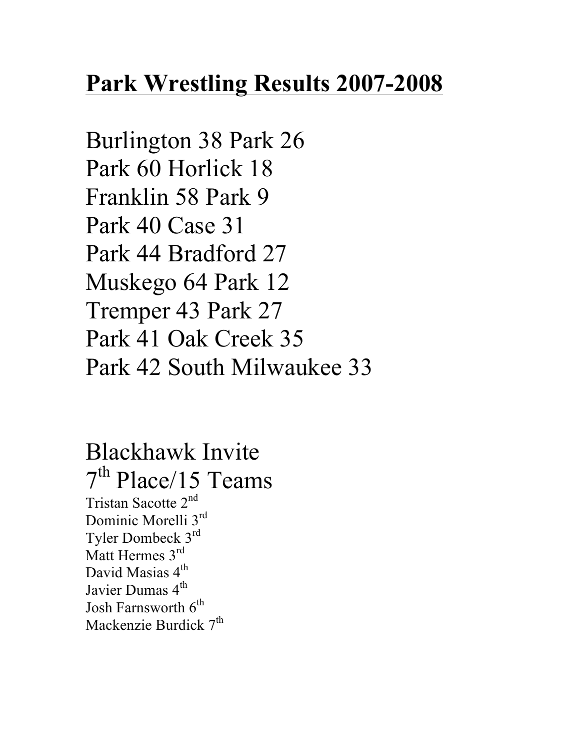# Park Wrestling Results 2007-2008

Burlington 38 Park 26
Park 60 Horlick 18
Franklin 58 Park 9
Park 40 Case 31
Park 44 Bradford 27
Muskego 64 Park 12
Tremper 43 Park 27
Park 41 Oak Creek 35
Park 42 South Milwaukee 33

## Blackhawk Invite
## 7th Place/15 Teams

Tristan Sacotte 2nd
Dominic Morelli 3rd
Tyler Dombeck 3rd
Matt Hermes 3rd
David Masias 4th
Javier Dumas 4th
Josh Farnsworth 6th
Mackenzie Burdick 7th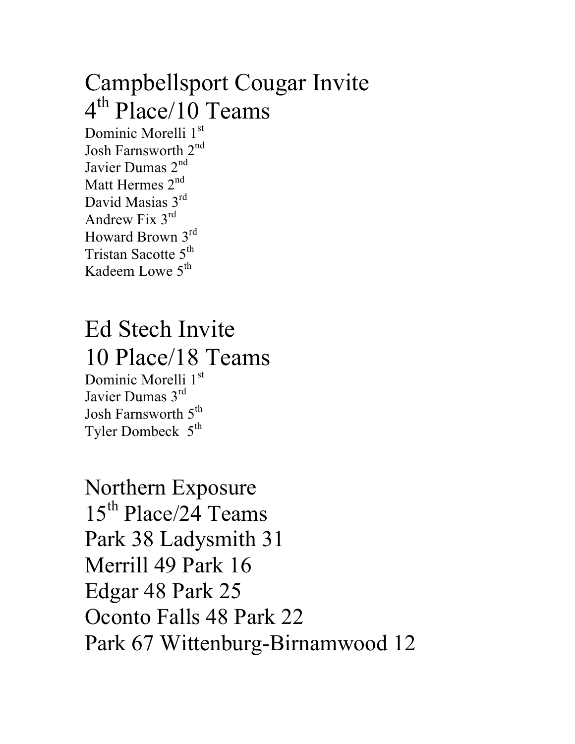## Campbellsport Cougar Invite
## 4th Place/10 Teams

Dominic Morelli 1st
Josh Farnsworth 2nd
Javier Dumas 2nd
Matt Hermes 2nd
David Masias 3rd
Andrew Fix 3rd
Howard Brown 3rd
Tristan Sacotte 5th
Kadeem Lowe 5th

## Ed Stech Invite
## 10 Place/18 Teams

Dominic Morelli 1st
Javier Dumas 3rd
Josh Farnsworth 5th
Tyler Dombeck 5th

## Northern Exposure
## 15th Place/24 Teams

Park 38 Ladysmith 31
Merrill 49 Park 16
Edgar 48 Park 25
Oconto Falls 48 Park 22
Park 67 Wittenburg-Birnamwood 12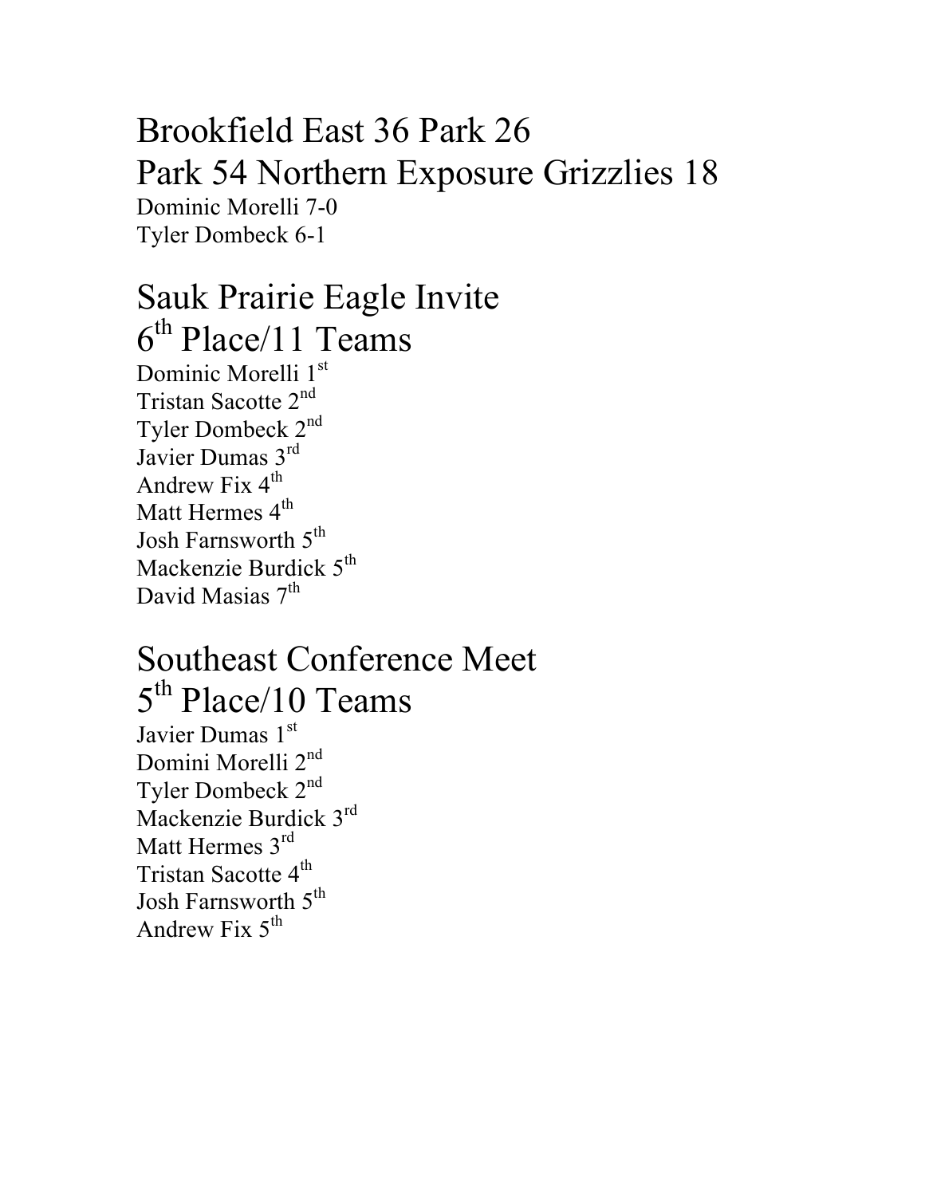## Brookfield East 36 Park 26

## Park 54 Northern Exposure Grizzlies 18

Dominic Morelli 7-0
Tyler Dombeck 6-1

## Sauk Prairie Eagle Invite

## 6th Place/11 Teams

Dominic Morelli 1st
Tristan Sacotte 2nd
Tyler Dombeck 2nd
Javier Dumas 3rd
Andrew Fix 4th
Matt Hermes 4th
Josh Farnsworth 5th
Mackenzie Burdick 5th
David Masias 7th

## Southeast Conference Meet

## 5th Place/10 Teams

Javier Dumas 1st
Domini Morelli 2nd
Tyler Dombeck 2nd
Mackenzie Burdick 3rd
Matt Hermes 3rd
Tristan Sacotte 4th
Josh Farnsworth 5th
Andrew Fix 5th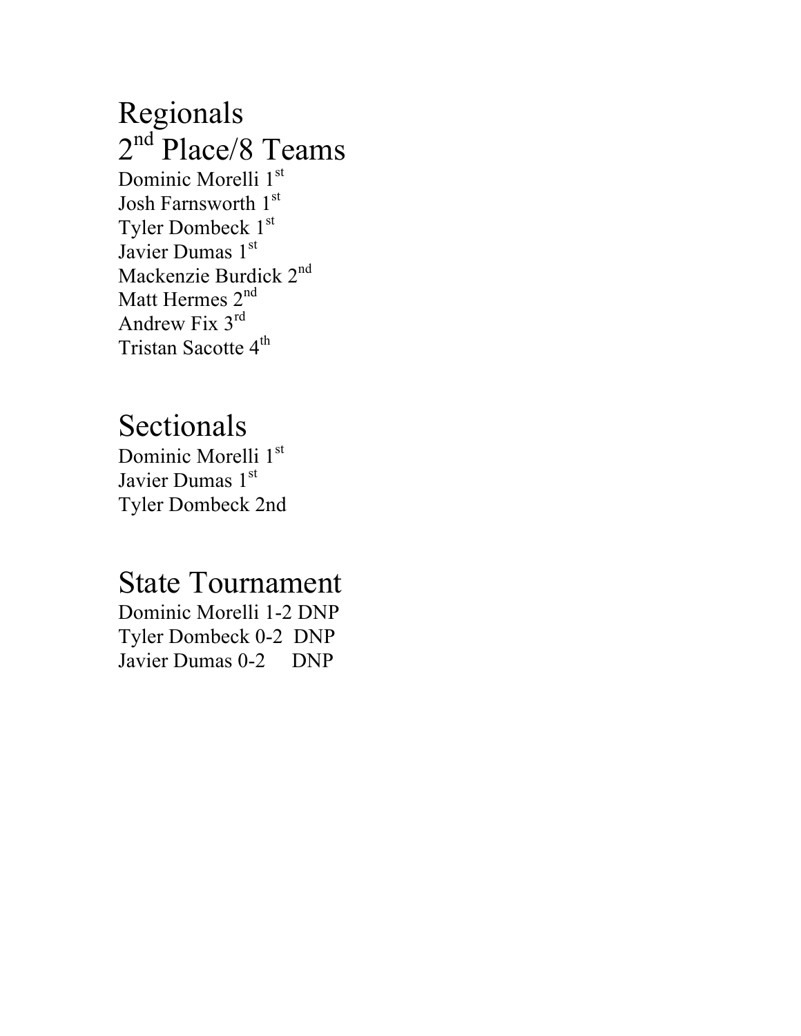# Regionals

## 2nd Place/8 Teams

Dominic Morelli 1st
Josh Farnsworth 1st
Tyler Dombeck 1st
Javier Dumas 1st
Mackenzie Burdick 2nd
Matt Hermes 2nd
Andrew Fix 3rd
Tristan Sacotte 4th

# Sectionals

Dominic Morelli 1st
Javier Dumas 1st
Tyler Dombeck 2nd

# State Tournament

Dominic Morelli 1-2 DNP
Tyler Dombeck 0-2 DNP
Javier Dumas 0-2 DNP